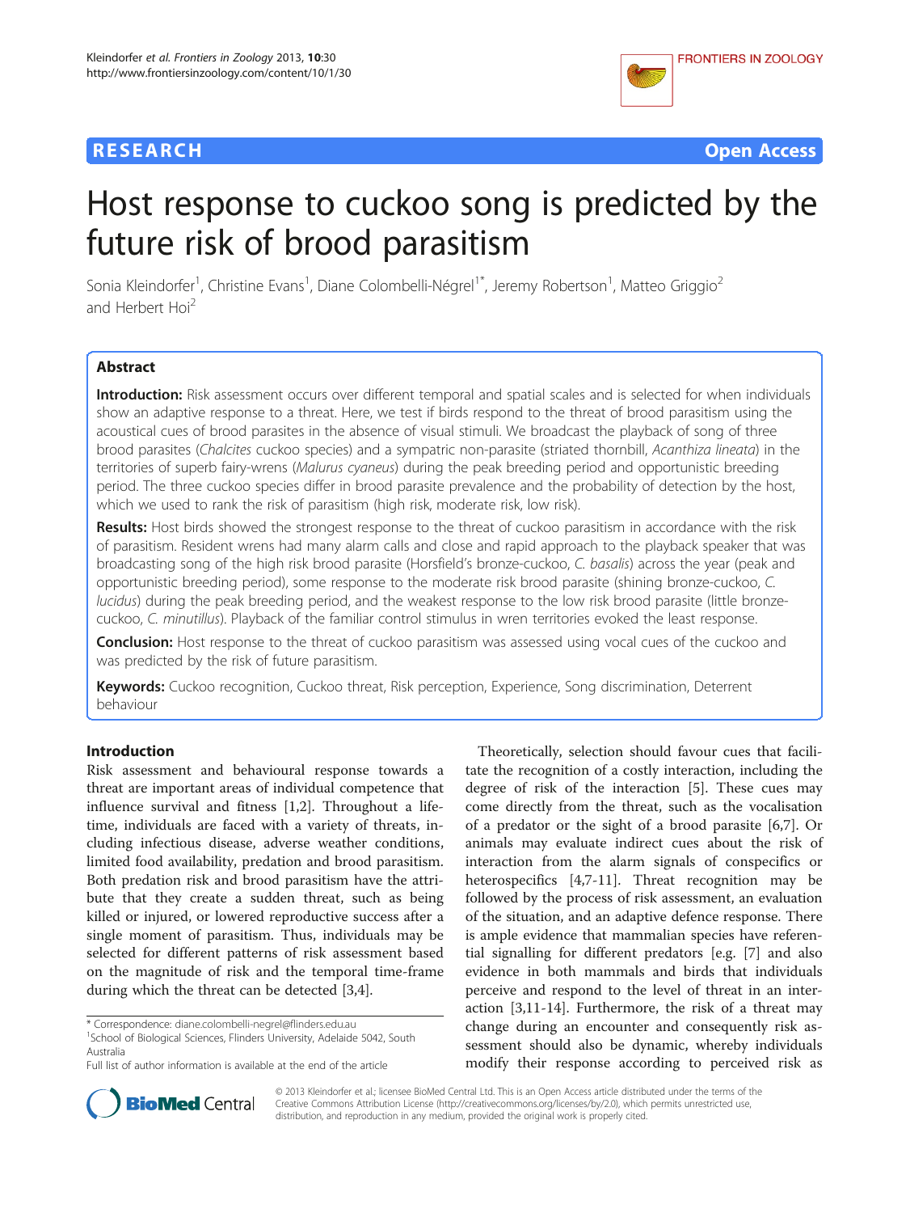**RESEARCH** **Open Access**

# Host response to cuckoo song is predicted by the future risk of brood parasitism

Sonia Kleindorfer[1], Christine Evans[1], Diane Colombelli-Négrel[1*], Jeremy Robertson[1], Matteo Griggio[2] and Herbert Hoi[2]

## Abstract

**Introduction:** Risk assessment occurs over different temporal and spatial scales and is selected for when individuals show an adaptive response to a threat. Here, we test if birds respond to the threat of brood parasitism using the acoustical cues of brood parasites in the absence of visual stimuli. We broadcast the playback of song of three brood parasites (*Chalcites* cuckoo species) and a sympatric non-parasite (striated thornbill, *Acanthiza lineata*) in the territories of superb fairy-wrens (*Malurus cyaneus*) during the peak breeding period and opportunistic breeding period. The three cuckoo species differ in brood parasite prevalence and the probability of detection by the host, which we used to rank the risk of parasitism (high risk, moderate risk, low risk).

**Results:** Host birds showed the strongest response to the threat of cuckoo parasitism in accordance with the risk of parasitism. Resident wrens had many alarm calls and close and rapid approach to the playback speaker that was broadcasting song of the high risk brood parasite (Horsfield's bronze-cuckoo, *C. basalis*) across the year (peak and opportunistic breeding period), some response to the moderate risk brood parasite (shining bronze-cuckoo, *C. lucidus*) during the peak breeding period, and the weakest response to the low risk brood parasite (little bronze-cuckoo, *C. minutillus*). Playback of the familiar control stimulus in wren territories evoked the least response.

**Conclusion:** Host response to the threat of cuckoo parasitism was assessed using vocal cues of the cuckoo and was predicted by the risk of future parasitism.

**Keywords:** Cuckoo recognition, Cuckoo threat, Risk perception, Experience, Song discrimination, Deterrent behaviour

## Introduction

Risk assessment and behavioural response towards a threat are important areas of individual competence that influence survival and fitness [1,2]. Throughout a lifetime, individuals are faced with a variety of threats, including infectious disease, adverse weather conditions, limited food availability, predation and brood parasitism. Both predation risk and brood parasitism have the attribute that they create a sudden threat, such as being killed or injured, or lowered reproductive success after a single moment of parasitism. Thus, individuals may be selected for different patterns of risk assessment based on the magnitude of risk and the temporal time-frame during which the threat can be detected [3,4].

Theoretically, selection should favour cues that facilitate the recognition of a costly interaction, including the degree of risk of the interaction [5]. These cues may come directly from the threat, such as the vocalisation of a predator or the sight of a brood parasite [6,7]. Or animals may evaluate indirect cues about the risk of interaction from the alarm signals of conspecifics or heterospecifics [4,7-11]. Threat recognition may be followed by the process of risk assessment, an evaluation of the situation, and an adaptive defence response. There is ample evidence that mammalian species have referential signalling for different predators [e.g. [7] and also evidence in both mammals and birds that individuals perceive and respond to the level of threat in an interaction [3,11-14]. Furthermore, the risk of a threat may change during an encounter and consequently risk assessment should also be dynamic, whereby individuals modify their response according to perceived risk as

\* Correspondence: diane.colombelli-negrel@flinders.edu.au
[1]School of Biological Sciences, Flinders University, Adelaide 5042, South Australia
Full list of author information is available at the end of the article

© 2013 Kleindorfer et al.; licensee BioMed Central Ltd. This is an Open Access article distributed under the terms of the Creative Commons Attribution License (http://creativecommons.org/licenses/by/2.0), which permits unrestricted use, distribution, and reproduction in any medium, provided the original work is properly cited.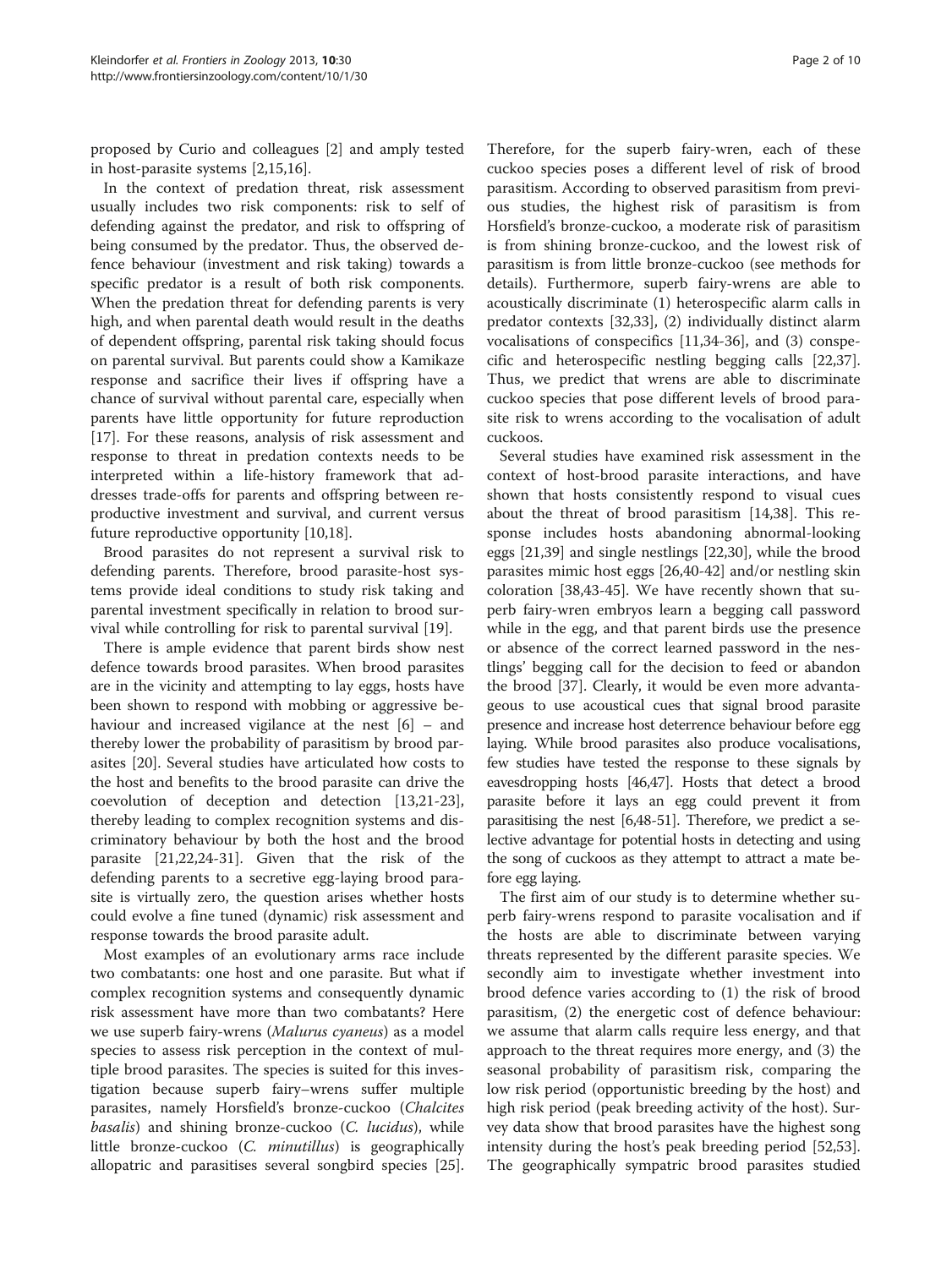proposed by Curio and colleagues [2] and amply tested in host-parasite systems [2,15,16].

In the context of predation threat, risk assessment usually includes two risk components: risk to self of defending against the predator, and risk to offspring of being consumed by the predator. Thus, the observed defence behaviour (investment and risk taking) towards a specific predator is a result of both risk components. When the predation threat for defending parents is very high, and when parental death would result in the deaths of dependent offspring, parental risk taking should focus on parental survival. But parents could show a Kamikaze response and sacrifice their lives if offspring have a chance of survival without parental care, especially when parents have little opportunity for future reproduction [17]. For these reasons, analysis of risk assessment and response to threat in predation contexts needs to be interpreted within a life-history framework that addresses trade-offs for parents and offspring between reproductive investment and survival, and current versus future reproductive opportunity [10,18].

Brood parasites do not represent a survival risk to defending parents. Therefore, brood parasite-host systems provide ideal conditions to study risk taking and parental investment specifically in relation to brood survival while controlling for risk to parental survival [19].

There is ample evidence that parent birds show nest defence towards brood parasites. When brood parasites are in the vicinity and attempting to lay eggs, hosts have been shown to respond with mobbing or aggressive behaviour and increased vigilance at the nest [6] – and thereby lower the probability of parasitism by brood parasites [20]. Several studies have articulated how costs to the host and benefits to the brood parasite can drive the coevolution of deception and detection [13,21-23], thereby leading to complex recognition systems and discriminatory behaviour by both the host and the brood parasite [21,22,24-31]. Given that the risk of the defending parents to a secretive egg-laying brood parasite is virtually zero, the question arises whether hosts could evolve a fine tuned (dynamic) risk assessment and response towards the brood parasite adult.

Most examples of an evolutionary arms race include two combatants: one host and one parasite. But what if complex recognition systems and consequently dynamic risk assessment have more than two combatants? Here we use superb fairy-wrens (*Malurus cyaneus*) as a model species to assess risk perception in the context of multiple brood parasites. The species is suited for this investigation because superb fairy–wrens suffer multiple parasites, namely Horsfield's bronze-cuckoo (*Chalcites basalis*) and shining bronze-cuckoo (*C. lucidus*), while little bronze-cuckoo (*C. minutillus*) is geographically allopatric and parasitises several songbird species [25]. Therefore, for the superb fairy-wren, each of these cuckoo species poses a different level of risk of brood parasitism. According to observed parasitism from previous studies, the highest risk of parasitism is from Horsfield's bronze-cuckoo, a moderate risk of parasitism is from shining bronze-cuckoo, and the lowest risk of parasitism is from little bronze-cuckoo (see methods for details). Furthermore, superb fairy-wrens are able to acoustically discriminate (1) heterospecific alarm calls in predator contexts [32,33], (2) individually distinct alarm vocalisations of conspecifics [11,34-36], and (3) conspecific and heterospecific nestling begging calls [22,37]. Thus, we predict that wrens are able to discriminate cuckoo species that pose different levels of brood parasite risk to wrens according to the vocalisation of adult cuckoos.

Several studies have examined risk assessment in the context of host-brood parasite interactions, and have shown that hosts consistently respond to visual cues about the threat of brood parasitism [14,38]. This response includes hosts abandoning abnormal-looking eggs [21,39] and single nestlings [22,30], while the brood parasites mimic host eggs [26,40-42] and/or nestling skin coloration [38,43-45]. We have recently shown that superb fairy-wren embryos learn a begging call password while in the egg, and that parent birds use the presence or absence of the correct learned password in the nestlings' begging call for the decision to feed or abandon the brood [37]. Clearly, it would be even more advantageous to use acoustical cues that signal brood parasite presence and increase host deterrence behaviour before egg laying. While brood parasites also produce vocalisations, few studies have tested the response to these signals by eavesdropping hosts [46,47]. Hosts that detect a brood parasite before it lays an egg could prevent it from parasitising the nest [6,48-51]. Therefore, we predict a selective advantage for potential hosts in detecting and using the song of cuckoos as they attempt to attract a mate before egg laying.

The first aim of our study is to determine whether superb fairy-wrens respond to parasite vocalisation and if the hosts are able to discriminate between varying threats represented by the different parasite species. We secondly aim to investigate whether investment into brood defence varies according to (1) the risk of brood parasitism, (2) the energetic cost of defence behaviour: we assume that alarm calls require less energy, and that approach to the threat requires more energy, and (3) the seasonal probability of parasitism risk, comparing the low risk period (opportunistic breeding by the host) and high risk period (peak breeding activity of the host). Survey data show that brood parasites have the highest song intensity during the host's peak breeding period [52,53]. The geographically sympatric brood parasites studied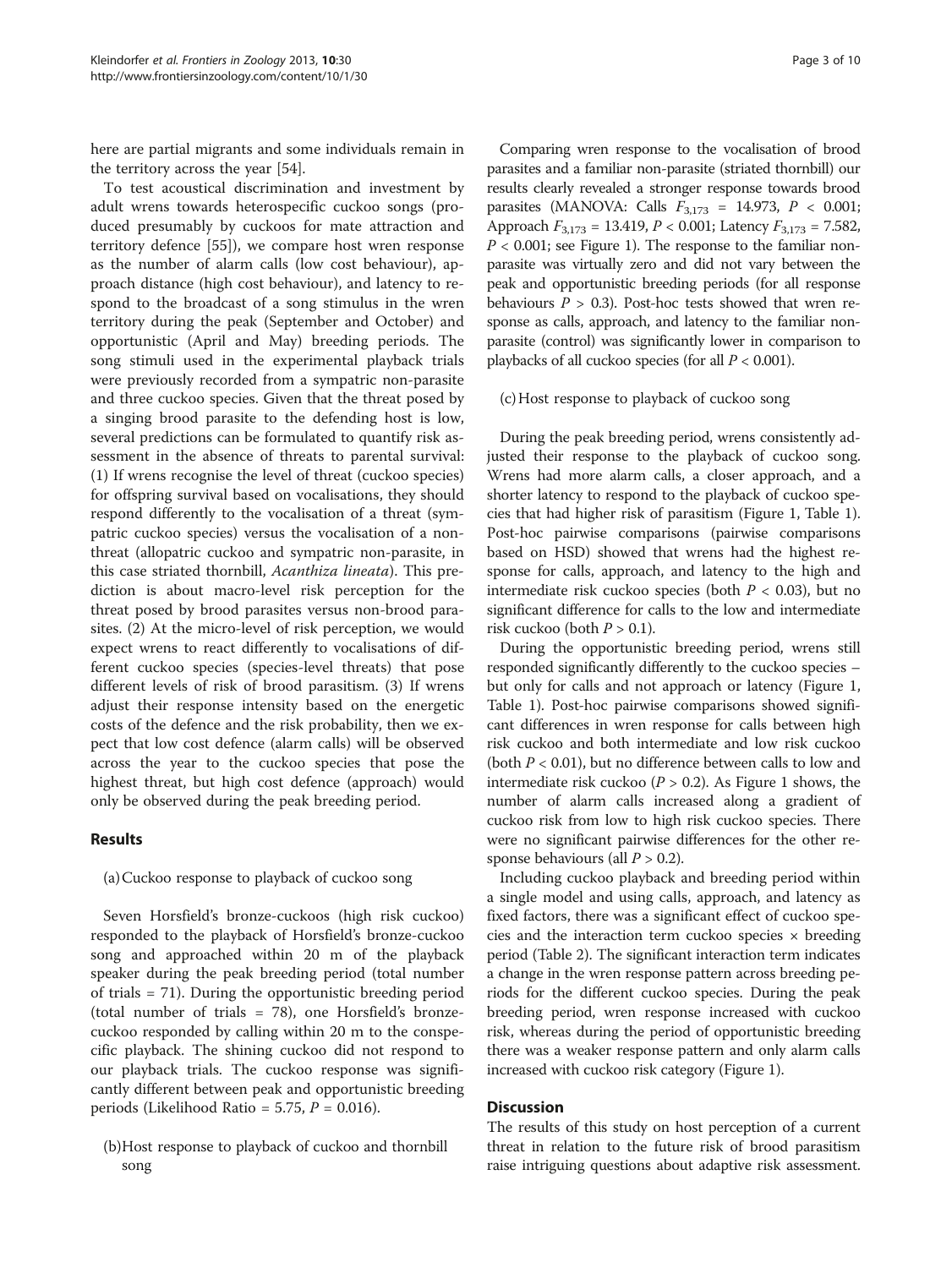here are partial migrants and some individuals remain in the territory across the year [54].

To test acoustical discrimination and investment by adult wrens towards heterospecific cuckoo songs (produced presumably by cuckoos for mate attraction and territory defence [55]), we compare host wren response as the number of alarm calls (low cost behaviour), approach distance (high cost behaviour), and latency to respond to the broadcast of a song stimulus in the wren territory during the peak (September and October) and opportunistic (April and May) breeding periods. The song stimuli used in the experimental playback trials were previously recorded from a sympatric non-parasite and three cuckoo species. Given that the threat posed by a singing brood parasite to the defending host is low, several predictions can be formulated to quantify risk assessment in the absence of threats to parental survival: (1) If wrens recognise the level of threat (cuckoo species) for offspring survival based on vocalisations, they should respond differently to the vocalisation of a threat (sympatric cuckoo species) versus the vocalisation of a non-threat (allopatric cuckoo and sympatric non-parasite, in this case striated thornbill, *Acanthiza lineata*). This prediction is about macro-level risk perception for the threat posed by brood parasites versus non-brood parasites. (2) At the micro-level of risk perception, we would expect wrens to react differently to vocalisations of different cuckoo species (species-level threats) that pose different levels of risk of brood parasitism. (3) If wrens adjust their response intensity based on the energetic costs of the defence and the risk probability, then we expect that low cost defence (alarm calls) will be observed across the year to the cuckoo species that pose the highest threat, but high cost defence (approach) would only be observed during the peak breeding period.

## Results

### (a) Cuckoo response to playback of cuckoo song

Seven Horsfield's bronze-cuckoos (high risk cuckoo) responded to the playback of Horsfield's bronze-cuckoo song and approached within 20 m of the playback speaker during the peak breeding period (total number of trials = 71). During the opportunistic breeding period (total number of trials = 78), one Horsfield's bronze-cuckoo responded by calling within 20 m to the conspecific playback. The shining cuckoo did not respond to our playback trials. The cuckoo response was significantly different between peak and opportunistic breeding periods (Likelihood Ratio = 5.75, $P = 0.016$).

### (b) Host response to playback of cuckoo and thornbill song

Comparing wren response to the vocalisation of brood parasites and a familiar non-parasite (striated thornbill) our results clearly revealed a stronger response towards brood parasites (MANOVA: Calls $F_{3,173} = 14.973$, $P < 0.001$; Approach $F_{3,173} = 13.419$, $P < 0.001$; Latency $F_{3,173} = 7.582$, $P < 0.001$; see Figure 1). The response to the familiar non-parasite was virtually zero and did not vary between the peak and opportunistic breeding periods (for all response behaviours $P > 0.3$). Post-hoc tests showed that wren response as calls, approach, and latency to the familiar non-parasite (control) was significantly lower in comparison to playbacks of all cuckoo species (for all $P < 0.001$).

### (c) Host response to playback of cuckoo song

During the peak breeding period, wrens consistently adjusted their response to the playback of cuckoo song. Wrens had more alarm calls, a closer approach, and a shorter latency to respond to the playback of cuckoo species that had higher risk of parasitism (Figure 1, Table 1). Post-hoc pairwise comparisons (pairwise comparisons based on HSD) showed that wrens had the highest response for calls, approach, and latency to the high and intermediate risk cuckoo species (both $P < 0.03$), but no significant difference for calls to the low and intermediate risk cuckoo (both $P > 0.1$).

During the opportunistic breeding period, wrens still responded significantly differently to the cuckoo species – but only for calls and not approach or latency (Figure 1, Table 1). Post-hoc pairwise comparisons showed significant differences in wren response for calls between high risk cuckoo and both intermediate and low risk cuckoo (both $P < 0.01$), but no difference between calls to low and intermediate risk cuckoo ($P > 0.2$). As Figure 1 shows, the number of alarm calls increased along a gradient of cuckoo risk from low to high risk cuckoo species. There were no significant pairwise differences for the other response behaviours (all $P > 0.2$).

Including cuckoo playback and breeding period within a single model and using calls, approach, and latency as fixed factors, there was a significant effect of cuckoo species and the interaction term cuckoo species × breeding period (Table 2). The significant interaction term indicates a change in the wren response pattern across breeding periods for the different cuckoo species. During the peak breeding period, wren response increased with cuckoo risk, whereas during the period of opportunistic breeding there was a weaker response pattern and only alarm calls increased with cuckoo risk category (Figure 1).

## Discussion

The results of this study on host perception of a current threat in relation to the future risk of brood parasitism raise intriguing questions about adaptive risk assessment.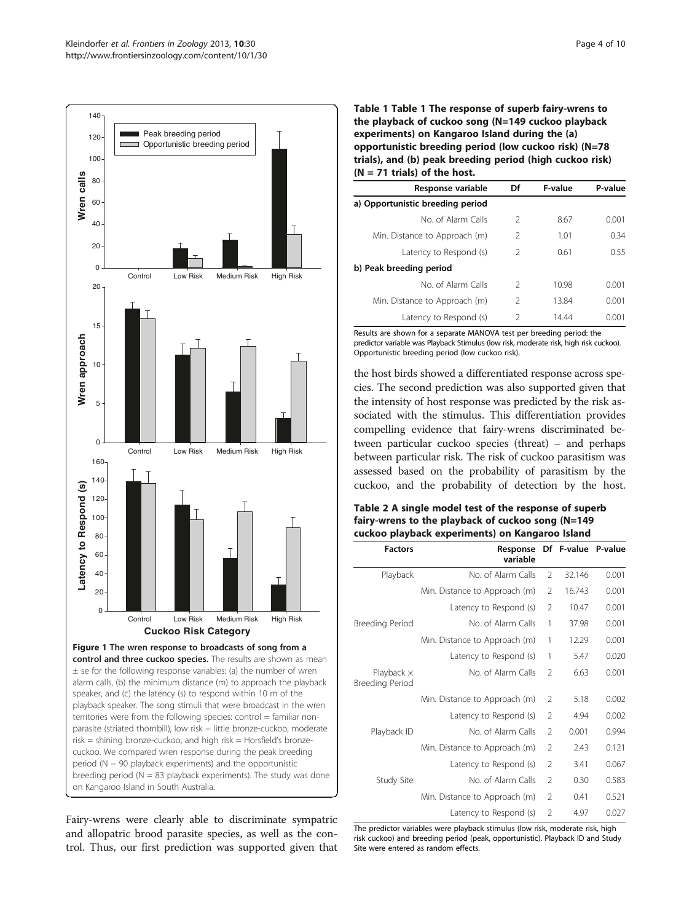Figure 1 The wren response to broadcasts of song from a control and three cuckoo species. The results are shown as mean ± se for the following response variables: (a) the number of wren alarm calls, (b) the minimum distance (m) to approach the playback speaker, and (c) the latency (s) to respond within 10 m of the playback speaker. The song stimuli that were broadcast in the wren territories were from the following species: control = familiar non-parasite (striated thornbill), low risk = little bronze-cuckoo, moderate risk = shining bronze-cuckoo, and high risk = Horsfield's bronze-cuckoo. We compared wren response during the peak breeding period (N = 90 playback experiments) and the opportunistic breeding period (N = 83 playback experiments). The study was done on Kangaroo Island in South Australia.

Fairy-wrens were clearly able to discriminate sympatric and allopatric brood parasite species, as well as the control. Thus, our first prediction was supported given that the host birds showed a differentiated response across species. The second prediction was also supported given that the intensity of host response was predicted by the risk associated with the stimulus. This differentiation provides compelling evidence that fairy-wrens discriminated between particular cuckoo species (threat) – and perhaps between particular risk. The risk of cuckoo parasitism was assessed based on the probability of parasitism by the cuckoo, and the probability of detection by the host.

**Table 1 Table 1 The response of superb fairy-wrens to the playback of cuckoo song (N=149 cuckoo playback experiments) on Kangaroo Island during the (a) opportunistic breeding period (low cuckoo risk) (N=78 trials), and (b) peak breeding period (high cuckoo risk) (N = 71 trials) of the host.**

| Response variable | Df | F-value | P-value |
|---|---|---|---|
| **a) Opportunistic breeding period** | | | |
| No. of Alarm Calls | 2 | 8.67 | 0.001 |
| Min. Distance to Approach (m) | 2 | 1.01 | 0.34 |
| Latency to Respond (s) | 2 | 0.61 | 0.55 |
| **b) Peak breeding period** | | | |
| No. of Alarm Calls | 2 | 10.98 | 0.001 |
| Min. Distance to Approach (m) | 2 | 13.84 | 0.001 |
| Latency to Respond (s) | 2 | 14.44 | 0.001 |

Results are shown for a separate MANOVA test per breeding period: the predictor variable was Playback Stimulus (low risk, moderate risk, high risk cuckoo). Opportunistic breeding period (low cuckoo risk).

**Table 2 A single model test of the response of superb fairy-wrens to the playback of cuckoo song (N=149 cuckoo playback experiments) on Kangaroo Island**

| Factors | Response variable | Df | F-value | P-value |
|---|---|---|---|---|
| Playback | No. of Alarm Calls | 2 | 32.146 | 0.001 |
| | Min. Distance to Approach (m) | 2 | 16.743 | 0.001 |
| | Latency to Respond (s) | 2 | 10.47 | 0.001 |
| Breeding Period | No. of Alarm Calls | 1 | 37.98 | 0.001 |
| | Min. Distance to Approach (m) | 1 | 12.29 | 0.001 |
| | Latency to Respond (s) | 1 | 5.47 | 0.020 |
| Playback × Breeding Period | No. of Alarm Calls | 2 | 6.63 | 0.001 |
| | Min. Distance to Approach (m) | 2 | 5.18 | 0.002 |
| | Latency to Respond (s) | 2 | 4.94 | 0.002 |
| Playback ID | No. of Alarm Calls | 2 | 0.001 | 0.994 |
| | Min. Distance to Approach (m) | 2 | 2.43 | 0.121 |
| | Latency to Respond (s) | 2 | 3.41 | 0.067 |
| Study Site | No. of Alarm Calls | 2 | 0.30 | 0.583 |
| | Min. Distance to Approach (m) | 2 | 0.41 | 0.521 |
| | Latency to Respond (s) | 2 | 4.97 | 0.027 |

The predictor variables were playback stimulus (low risk, moderate risk, high risk cuckoo) and breeding period (peak, opportunistic). Playback ID and Study Site were entered as random effects.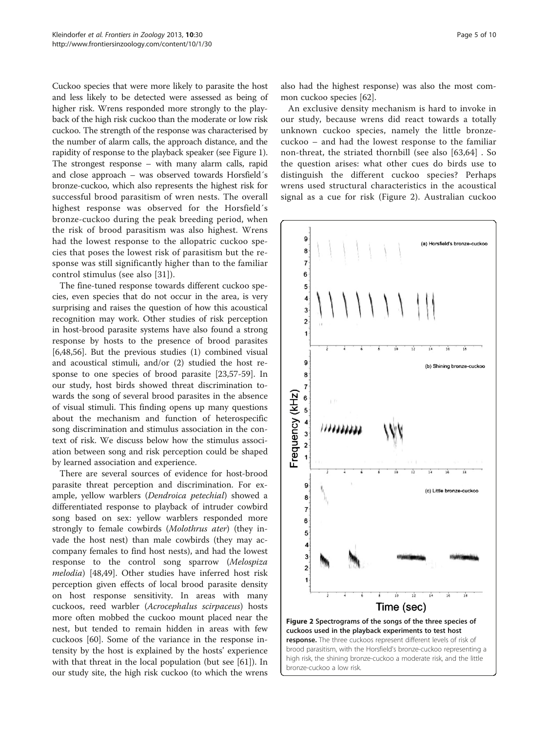Cuckoo species that were more likely to parasite the host and less likely to be detected were assessed as being of higher risk. Wrens responded more strongly to the playback of the high risk cuckoo than the moderate or low risk cuckoo. The strength of the response was characterised by the number of alarm calls, the approach distance, and the rapidity of response to the playback speaker (see Figure 1). The strongest response – with many alarm calls, rapid and close approach – was observed towards Horsfield´s bronze-cuckoo, which also represents the highest risk for successful brood parasitism of wren nests. The overall highest response was observed for the Horsfield´s bronze-cuckoo during the peak breeding period, when the risk of brood parasitism was also highest. Wrens had the lowest response to the allopatric cuckoo species that poses the lowest risk of parasitism but the response was still significantly higher than to the familiar control stimulus (see also [31]).

The fine-tuned response towards different cuckoo species, even species that do not occur in the area, is very surprising and raises the question of how this acoustical recognition may work. Other studies of risk perception in host-brood parasite systems have also found a strong response by hosts to the presence of brood parasites [6,48,56]. But the previous studies (1) combined visual and acoustical stimuli, and/or (2) studied the host response to one species of brood parasite [23,57-59]. In our study, host birds showed threat discrimination towards the song of several brood parasites in the absence of visual stimuli. This finding opens up many questions about the mechanism and function of heterospecific song discrimination and stimulus association in the context of risk. We discuss below how the stimulus association between song and risk perception could be shaped by learned association and experience.

There are several sources of evidence for host-brood parasite threat perception and discrimination. For example, yellow warblers (*Dendroica petechial*) showed a differentiated response to playback of intruder cowbird song based on sex: yellow warblers responded more strongly to female cowbirds (*Molothrus ater*) (they invade the host nest) than male cowbirds (they may accompany females to find host nests), and had the lowest response to the control song sparrow (*Melospiza melodia*) [48,49]. Other studies have inferred host risk perception given effects of local brood parasite density on host response sensitivity. In areas with many cuckoos, reed warbler (*Acrocephalus scirpaceus*) hosts more often mobbed the cuckoo mount placed near the nest, but tended to remain hidden in areas with few cuckoos [60]. Some of the variance in the response intensity by the host is explained by the hosts' experience with that threat in the local population (but see [61]). In our study site, the high risk cuckoo (to which the wrens also had the highest response) was also the most common cuckoo species [62].

An exclusive density mechanism is hard to invoke in our study, because wrens did react towards a totally unknown cuckoo species, namely the little bronze-cuckoo – and had the lowest response to the familiar non-threat, the striated thornbill (see also [63,64]) . So the question arises: what other cues do birds use to distinguish the different cuckoo species? Perhaps wrens used structural characteristics in the acoustical signal as a cue for risk (Figure 2). Australian cuckoo

**Figure 2 Spectrograms of the songs of the three species of cuckoos used in the playback experiments to test host response.** The three cuckoos represent different levels of risk of brood parasitism, with the Horsfield's bronze-cuckoo representing a high risk, the shining bronze-cuckoo a moderate risk, and the little bronze-cuckoo a low risk.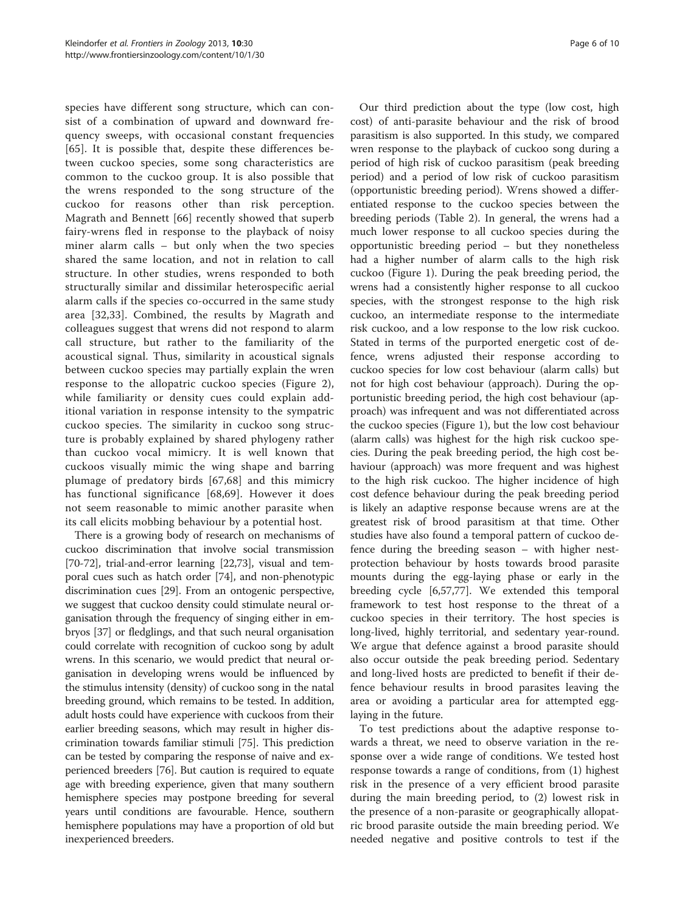species have different song structure, which can consist of a combination of upward and downward frequency sweeps, with occasional constant frequencies [65]. It is possible that, despite these differences between cuckoo species, some song characteristics are common to the cuckoo group. It is also possible that the wrens responded to the song structure of the cuckoo for reasons other than risk perception. Magrath and Bennett [66] recently showed that superb fairy-wrens fled in response to the playback of noisy miner alarm calls – but only when the two species shared the same location, and not in relation to call structure. In other studies, wrens responded to both structurally similar and dissimilar heterospecific aerial alarm calls if the species co-occurred in the same study area [32,33]. Combined, the results by Magrath and colleagues suggest that wrens did not respond to alarm call structure, but rather to the familiarity of the acoustical signal. Thus, similarity in acoustical signals between cuckoo species may partially explain the wren response to the allopatric cuckoo species (Figure 2), while familiarity or density cues could explain additional variation in response intensity to the sympatric cuckoo species. The similarity in cuckoo song structure is probably explained by shared phylogeny rather than cuckoo vocal mimicry. It is well known that cuckoos visually mimic the wing shape and barring plumage of predatory birds [67,68] and this mimicry has functional significance [68,69]. However it does not seem reasonable to mimic another parasite when its call elicits mobbing behaviour by a potential host.

There is a growing body of research on mechanisms of cuckoo discrimination that involve social transmission [70-72], trial-and-error learning [22,73], visual and temporal cues such as hatch order [74], and non-phenotypic discrimination cues [29]. From an ontogenic perspective, we suggest that cuckoo density could stimulate neural organisation through the frequency of singing either in embryos [37] or fledglings, and that such neural organisation could correlate with recognition of cuckoo song by adult wrens. In this scenario, we would predict that neural organisation in developing wrens would be influenced by the stimulus intensity (density) of cuckoo song in the natal breeding ground, which remains to be tested. In addition, adult hosts could have experience with cuckoos from their earlier breeding seasons, which may result in higher discrimination towards familiar stimuli [75]. This prediction can be tested by comparing the response of naive and experienced breeders [76]. But caution is required to equate age with breeding experience, given that many southern hemisphere species may postpone breeding for several years until conditions are favourable. Hence, southern hemisphere populations may have a proportion of old but inexperienced breeders.

Our third prediction about the type (low cost, high cost) of anti-parasite behaviour and the risk of brood parasitism is also supported. In this study, we compared wren response to the playback of cuckoo song during a period of high risk of cuckoo parasitism (peak breeding period) and a period of low risk of cuckoo parasitism (opportunistic breeding period). Wrens showed a differentiated response to the cuckoo species between the breeding periods (Table 2). In general, the wrens had a much lower response to all cuckoo species during the opportunistic breeding period – but they nonetheless had a higher number of alarm calls to the high risk cuckoo (Figure 1). During the peak breeding period, the wrens had a consistently higher response to all cuckoo species, with the strongest response to the high risk cuckoo, an intermediate response to the intermediate risk cuckoo, and a low response to the low risk cuckoo. Stated in terms of the purported energetic cost of defence, wrens adjusted their response according to cuckoo species for low cost behaviour (alarm calls) but not for high cost behaviour (approach). During the opportunistic breeding period, the high cost behaviour (approach) was infrequent and was not differentiated across the cuckoo species (Figure 1), but the low cost behaviour (alarm calls) was highest for the high risk cuckoo species. During the peak breeding period, the high cost behaviour (approach) was more frequent and was highest to the high risk cuckoo. The higher incidence of high cost defence behaviour during the peak breeding period is likely an adaptive response because wrens are at the greatest risk of brood parasitism at that time. Other studies have also found a temporal pattern of cuckoo defence during the breeding season – with higher nest-protection behaviour by hosts towards brood parasite mounts during the egg-laying phase or early in the breeding cycle [6,57,77]. We extended this temporal framework to test host response to the threat of a cuckoo species in their territory. The host species is long-lived, highly territorial, and sedentary year-round. We argue that defence against a brood parasite should also occur outside the peak breeding period. Sedentary and long-lived hosts are predicted to benefit if their defence behaviour results in brood parasites leaving the area or avoiding a particular area for attempted egg-laying in the future.

To test predictions about the adaptive response towards a threat, we need to observe variation in the response over a wide range of conditions. We tested host response towards a range of conditions, from (1) highest risk in the presence of a very efficient brood parasite during the main breeding period, to (2) lowest risk in the presence of a non-parasite or geographically allopatric brood parasite outside the main breeding period. We needed negative and positive controls to test if the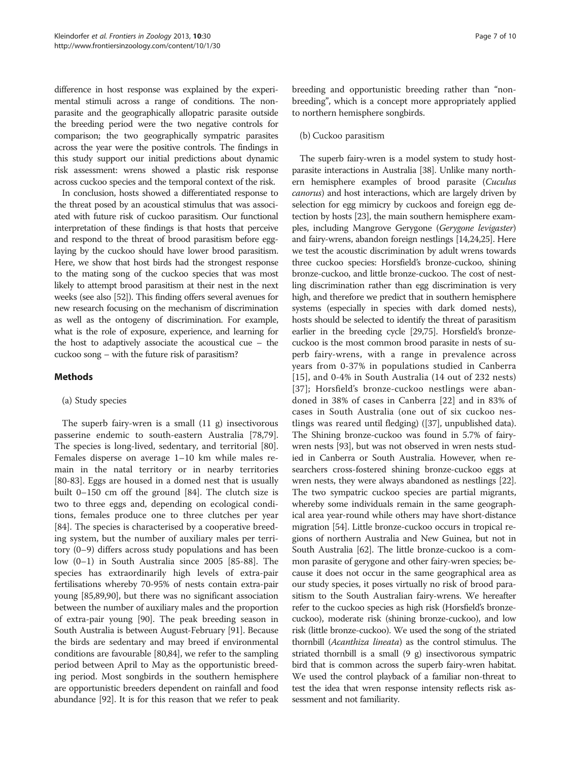difference in host response was explained by the experimental stimuli across a range of conditions. The non-parasite and the geographically allopatric parasite outside the breeding period were the two negative controls for comparison; the two geographically sympatric parasites across the year were the positive controls. The findings in this study support our initial predictions about dynamic risk assessment: wrens showed a plastic risk response across cuckoo species and the temporal context of the risk.

In conclusion, hosts showed a differentiated response to the threat posed by an acoustical stimulus that was associated with future risk of cuckoo parasitism. Our functional interpretation of these findings is that hosts that perceive and respond to the threat of brood parasitism before egg-laying by the cuckoo should have lower brood parasitism. Here, we show that host birds had the strongest response to the mating song of the cuckoo species that was most likely to attempt brood parasitism at their nest in the next weeks (see also [52]). This finding offers several avenues for new research focusing on the mechanism of discrimination as well as the ontogeny of discrimination. For example, what is the role of exposure, experience, and learning for the host to adaptively associate the acoustical cue – the cuckoo song – with the future risk of parasitism?

## Methods

### (a) Study species

The superb fairy-wren is a small (11 g) insectivorous passerine endemic to south-eastern Australia [78,79]. The species is long-lived, sedentary, and territorial [80]. Females disperse on average 1–10 km while males remain in the natal territory or in nearby territories [80-83]. Eggs are housed in a domed nest that is usually built 0–150 cm off the ground [84]. The clutch size is two to three eggs and, depending on ecological conditions, females produce one to three clutches per year [84]. The species is characterised by a cooperative breeding system, but the number of auxiliary males per territory (0–9) differs across study populations and has been low (0–1) in South Australia since 2005 [85-88]. The species has extraordinarily high levels of extra-pair fertilisations whereby 70-95% of nests contain extra-pair young [85,89,90], but there was no significant association between the number of auxiliary males and the proportion of extra-pair young [90]. The peak breeding season in South Australia is between August-February [91]. Because the birds are sedentary and may breed if environmental conditions are favourable [80,84], we refer to the sampling period between April to May as the opportunistic breeding period. Most songbirds in the southern hemisphere are opportunistic breeders dependent on rainfall and food abundance [92]. It is for this reason that we refer to peak breeding and opportunistic breeding rather than "non-breeding", which is a concept more appropriately applied to northern hemisphere songbirds.

### (b) Cuckoo parasitism

The superb fairy-wren is a model system to study host-parasite interactions in Australia [38]. Unlike many northern hemisphere examples of brood parasite (*Cuculus canorus*) and host interactions, which are largely driven by selection for egg mimicry by cuckoos and foreign egg detection by hosts [23], the main southern hemisphere examples, including Mangrove Gerygone (*Gerygone levigaster*) and fairy-wrens, abandon foreign nestlings [14,24,25]. Here we test the acoustic discrimination by adult wrens towards three cuckoo species: Horsfield's bronze-cuckoo, shining bronze-cuckoo, and little bronze-cuckoo. The cost of nestling discrimination rather than egg discrimination is very high, and therefore we predict that in southern hemisphere systems (especially in species with dark domed nests), hosts should be selected to identify the threat of parasitism earlier in the breeding cycle [29,75]. Horsfield's bronze-cuckoo is the most common brood parasite in nests of superb fairy-wrens, with a range in prevalence across years from 0-37% in populations studied in Canberra [15], and 0-4% in South Australia (14 out of 232 nests) [37]; Horsfield's bronze-cuckoo nestlings were abandoned in 38% of cases in Canberra [22] and in 83% of cases in South Australia (one out of six cuckoo nestlings was reared until fledging) ([37], unpublished data). The Shining bronze-cuckoo was found in 5.7% of fairy-wren nests [93], but was not observed in wren nests studied in Canberra or South Australia. However, when researchers cross-fostered shining bronze-cuckoo eggs at wren nests, they were always abandoned as nestlings [22]. The two sympatric cuckoo species are partial migrants, whereby some individuals remain in the same geographical area year-round while others may have short-distance migration [54]. Little bronze-cuckoo occurs in tropical regions of northern Australia and New Guinea, but not in South Australia [62]. The little bronze-cuckoo is a common parasite of gerygone and other fairy-wren species; because it does not occur in the same geographical area as our study species, it poses virtually no risk of brood parasitism to the South Australian fairy-wrens. We hereafter refer to the cuckoo species as high risk (Horsfield's bronze-cuckoo), moderate risk (shining bronze-cuckoo), and low risk (little bronze-cuckoo). We used the song of the striated thornbill (*Acanthiza lineata*) as the control stimulus. The striated thornbill is a small (9 g) insectivorous sympatric bird that is common across the superb fairy-wren habitat. We used the control playback of a familiar non-threat to test the idea that wren response intensity reflects risk assessment and not familiarity.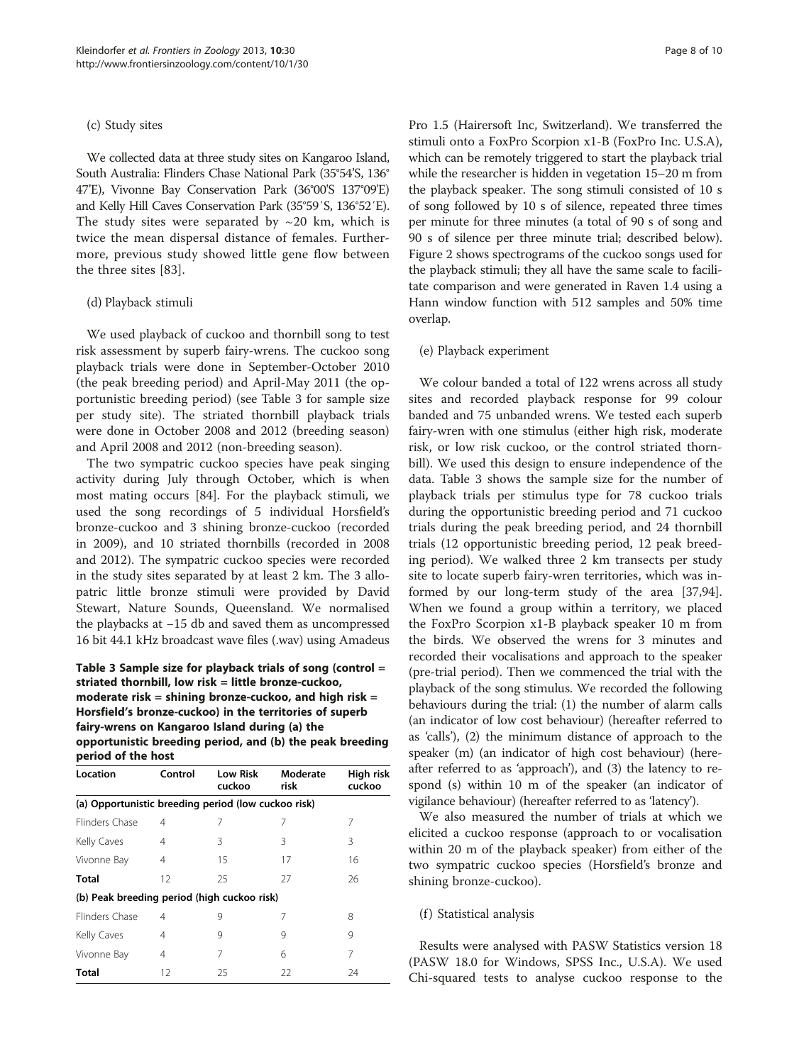### (c) Study sites

We collected data at three study sites on Kangaroo Island, South Australia: Flinders Chase National Park (35°54'S, 136° 47'E), Vivonne Bay Conservation Park (36°00'S 137°09'E) and Kelly Hill Caves Conservation Park (35°59′S, 136°52′E). The study sites were separated by ~20 km, which is twice the mean dispersal distance of females. Furthermore, previous study showed little gene flow between the three sites [83].

### (d) Playback stimuli

We used playback of cuckoo and thornbill song to test risk assessment by superb fairy-wrens. The cuckoo song playback trials were done in September-October 2010 (the peak breeding period) and April-May 2011 (the opportunistic breeding period) (see Table 3 for sample size per study site). The striated thornbill playback trials were done in October 2008 and 2012 (breeding season) and April 2008 and 2012 (non-breeding season).

The two sympatric cuckoo species have peak singing activity during July through October, which is when most mating occurs [84]. For the playback stimuli, we used the song recordings of 5 individual Horsfield's bronze-cuckoo and 3 shining bronze-cuckoo (recorded in 2009), and 10 striated thornbills (recorded in 2008 and 2012). The sympatric cuckoo species were recorded in the study sites separated by at least 2 km. The 3 allopatric little bronze stimuli were provided by David Stewart, Nature Sounds, Queensland. We normalised the playbacks at −15 db and saved them as uncompressed 16 bit 44.1 kHz broadcast wave files (.wav) using Amadeus Pro 1.5 (Hairersoft Inc, Switzerland). We transferred the stimuli onto a FoxPro Scorpion x1-B (FoxPro Inc. U.S.A), which can be remotely triggered to start the playback trial while the researcher is hidden in vegetation 15–20 m from the playback speaker. The song stimuli consisted of 10 s of song followed by 10 s of silence, repeated three times per minute for three minutes (a total of 90 s of song and 90 s of silence per three minute trial; described below). Figure 2 shows spectrograms of the cuckoo songs used for the playback stimuli; they all have the same scale to facilitate comparison and were generated in Raven 1.4 using a Hann window function with 512 samples and 50% time overlap.

**Table 3 Sample size for playback trials of song (control = striated thornbill, low risk = little bronze-cuckoo, moderate risk = shining bronze-cuckoo, and high risk = Horsfield's bronze-cuckoo) in the territories of superb fairy-wrens on Kangaroo Island during (a) the opportunistic breeding period, and (b) the peak breeding period of the host**

| Location | Control | Low Risk cuckoo | Moderate risk | High risk cuckoo |
|---|---|---|---|---|
| (a) Opportunistic breeding period (low cuckoo risk) | | | | |
| Flinders Chase | 4 | 7 | 7 | 7 |
| Kelly Caves | 4 | 3 | 3 | 3 |
| Vivonne Bay | 4 | 15 | 17 | 16 |
| **Total** | 12 | 25 | 27 | 26 |
| (b) Peak breeding period (high cuckoo risk) | | | | |
| Flinders Chase | 4 | 9 | 7 | 8 |
| Kelly Caves | 4 | 9 | 9 | 9 |
| Vivonne Bay | 4 | 7 | 6 | 7 |
| **Total** | 12 | 25 | 22 | 24 |

### (e) Playback experiment

We colour banded a total of 122 wrens across all study sites and recorded playback response for 99 colour banded and 75 unbanded wrens. We tested each superb fairy-wren with one stimulus (either high risk, moderate risk, or low risk cuckoo, or the control striated thornbill). We used this design to ensure independence of the data. Table 3 shows the sample size for the number of playback trials per stimulus type for 78 cuckoo trials during the opportunistic breeding period and 71 cuckoo trials during the peak breeding period, and 24 thornbill trials (12 opportunistic breeding period, 12 peak breeding period). We walked three 2 km transects per study site to locate superb fairy-wren territories, which was informed by our long-term study of the area [37,94]. When we found a group within a territory, we placed the FoxPro Scorpion x1-B playback speaker 10 m from the birds. We observed the wrens for 3 minutes and recorded their vocalisations and approach to the speaker (pre-trial period). Then we commenced the trial with the playback of the song stimulus. We recorded the following behaviours during the trial: (1) the number of alarm calls (an indicator of low cost behaviour) (hereafter referred to as 'calls'), (2) the minimum distance of approach to the speaker (m) (an indicator of high cost behaviour) (hereafter referred to as 'approach'), and (3) the latency to respond (s) within 10 m of the speaker (an indicator of vigilance behaviour) (hereafter referred to as 'latency').

We also measured the number of trials at which we elicited a cuckoo response (approach to or vocalisation within 20 m of the playback speaker) from either of the two sympatric cuckoo species (Horsfield's bronze and shining bronze-cuckoo).

### (f) Statistical analysis

Results were analysed with PASW Statistics version 18 (PASW 18.0 for Windows, SPSS Inc., U.S.A). We used Chi-squared tests to analyse cuckoo response to the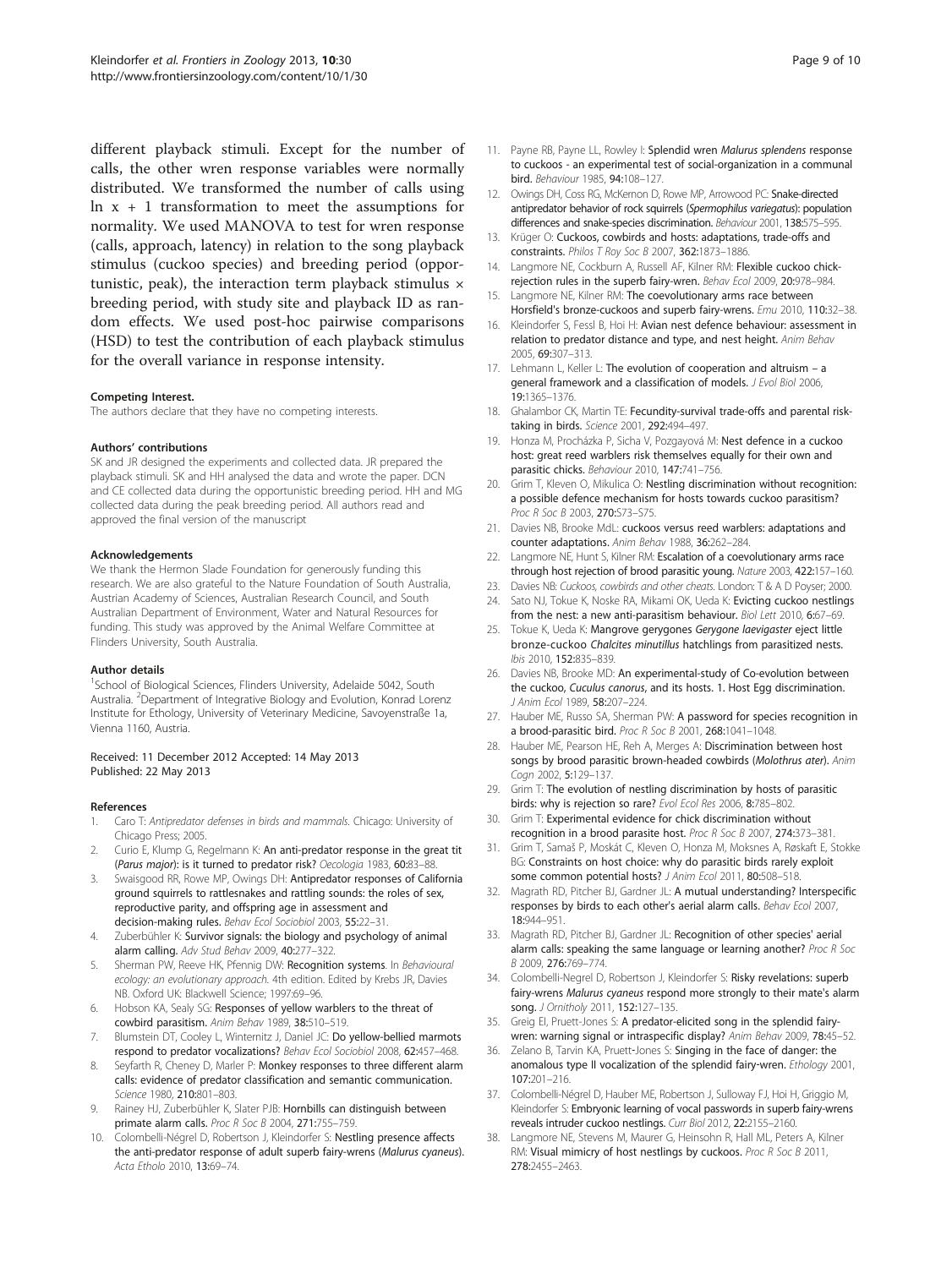different playback stimuli. Except for the number of calls, the other wren response variables were normally distributed. We transformed the number of calls using $\ln x + 1$ transformation to meet the assumptions for normality. We used MANOVA to test for wren response (calls, approach, latency) in relation to the song playback stimulus (cuckoo species) and breeding period (opportunistic, peak), the interaction term playback stimulus × breeding period, with study site and playback ID as random effects. We used post-hoc pairwise comparisons (HSD) to test the contribution of each playback stimulus for the overall variance in response intensity.

#### Competing Interest.

The authors declare that they have no competing interests.

#### Authors' contributions

SK and JR designed the experiments and collected data. JR prepared the playback stimuli. SK and HH analysed the data and wrote the paper. DCN and CE collected data during the opportunistic breeding period. HH and MG collected data during the peak breeding period. All authors read and approved the final version of the manuscript

#### Acknowledgements

We thank the Hermon Slade Foundation for generously funding this research. We are also grateful to the Nature Foundation of South Australia, Austrian Academy of Sciences, Australian Research Council, and South Australian Department of Environment, Water and Natural Resources for funding. This study was approved by the Animal Welfare Committee at Flinders University, South Australia.

#### Author details

[1]School of Biological Sciences, Flinders University, Adelaide 5042, South Australia. [2]Department of Integrative Biology and Evolution, Konrad Lorenz Institute for Ethology, University of Veterinary Medicine, Savoyenstraße 1a, Vienna 1160, Austria.

Received: 11 December 2012 Accepted: 14 May 2013
Published: 22 May 2013

#### References

1. Caro T: *Antipredator defenses in birds and mammals.* Chicago: University of Chicago Press; 2005.
2. Curio E, Klump G, Regelmann K: **An anti-predator response in the great tit (*Parus major*): is it turned to predator risk?** *Oecologia* 1983, **60:**83–88.
3. Swaisgood RR, Rowe MP, Owings DH: **Antipredator responses of California ground squirrels to rattlesnakes and rattling sounds: the roles of sex, reproductive parity, and offspring age in assessment and decision-making rules.** *Behav Ecol Sociobiol* 2003, **55:**22–31.
4. Zuberbühler K: **Survivor signals: the biology and psychology of animal alarm calling.** *Adv Stud Behav* 2009, **40:**277–322.
5. Sherman PW, Reeve HK, Pfennig DW: **Recognition systems.** In *Behavioural ecology: an evolutionary approach.* 4th edition. Edited by Krebs JR, Davies NB. Oxford UK: Blackwell Science; 1997:69–96.
6. Hobson KA, Sealy SG: **Responses of yellow warblers to the threat of cowbird parasitism.** *Anim Behav* 1989, **38:**510–519.
7. Blumstein DT, Cooley L, Winternitz J, Daniel JC: **Do yellow-bellied marmots respond to predator vocalizations?** *Behav Ecol Sociobiol* 2008, **62:**457–468.
8. Seyfarth R, Cheney D, Marler P: **Monkey responses to three different alarm calls: evidence of predator classification and semantic communication.** *Science* 1980, **210:**801–803.
9. Rainey HJ, Zuberbühler K, Slater PJB: **Hornbills can distinguish between primate alarm calls.** *Proc R Soc B* 2004, **271:**755–759.
10. Colombelli-Négrel D, Robertson J, Kleindorfer S: **Nestling presence affects the anti-predator response of adult superb fairy-wrens (*Malurus cyaneus*).** *Acta Ethol*o 2010, **13:**69–74.
11. Payne RB, Payne LL, Rowley I: **Splendid wren *Malurus splendens* response to cuckoos - an experimental test of social-organization in a communal bird.** *Behaviour* 1985, **94:**108–127.
12. Owings DH, Coss RG, McKernon D, Rowe MP, Arrowood PC: **Snake-directed antipredator behavior of rock squirrels (*Spermophilus variegatus*): population differences and snake-species discrimination.** *Behaviour* 2001, **138:**575–595.
13. Krüger O: **Cuckoos, cowbirds and hosts: adaptations, trade-offs and constraints.** *Philos T Roy Soc B* 2007, **362:**1873–1886.
14. Langmore NE, Cockburn A, Russell AF, Kilner RM: **Flexible cuckoo chick-rejection rules in the superb fairy-wren.** *Behav Ecol* 2009, **20:**978–984.
15. Langmore NE, Kilner RM: **The coevolutionary arms race between Horsfield's bronze-cuckoos and superb fairy-wrens.** *Emu* 2010, **110:**32–38.
16. Kleindorfer S, Fessl B, Hoi H: **Avian nest defence behaviour: assessment in relation to predator distance and type, and nest height.** *Anim Behav* 2005, **69:**307–313.
17. Lehmann L, Keller L: **The evolution of cooperation and altruism – a general framework and a classification of models.** *J Evol Biol* 2006, **19:**1365–1376.
18. Ghalambor CK, Martin TE: **Fecundity-survival trade-offs and parental risk-taking in birds.** *Science* 2001, **292:**494–497.
19. Honza M, Procházka P, Sicha V, Pozgayová M: **Nest defence in a cuckoo host: great reed warblers risk themselves equally for their own and parasitic chicks.** *Behaviour* 2010, **147:**741–756.
20. Grim T, Kleven O, Mikulica O: **Nestling discrimination without recognition: a possible defence mechanism for hosts towards cuckoo parasitism?** *Proc R Soc B* 2003, **270:**S73–S75.
21. Davies NB, Brooke MdL: **cuckoos versus reed warblers: adaptations and counter adaptations.** *Anim Behav* 1988, **36:**262–284.
22. Langmore NE, Hunt S, Kilner RM: **Escalation of a coevolutionary arms race through host rejection of brood parasitic young.** *Nature* 2003, **422:**157–160.
23. Davies NB: *Cuckoos, cowbirds and other cheats.* London: T & A D Poyser; 2000.
24. Sato NJ, Tokue K, Noske RA, Mikami OK, Ueda K: **Evicting cuckoo nestlings from the nest: a new anti-parasitism behaviour.** *Biol Lett* 2010, **6:**67–69.
25. Tokue K, Ueda K: **Mangrove gerygones *Gerygone laevigaster* eject little bronze-cuckoo *Chalcites minutillus* hatchlings from parasitized nests.** *Ibis* 2010, **152:**835–839.
26. Davies NB, Brooke MD: **An experimental-study of Co-evolution between the cuckoo, *Cuculus canorus*, and its hosts. 1. Host Egg discrimination.** *J Anim Ecol* 1989, **58:**207–224.
27. Hauber ME, Russo SA, Sherman PW: **A password for species recognition in a brood-parasitic bird.** *Proc R Soc B* 2001, **268:**1041–1048.
28. Hauber ME, Pearson HE, Reh A, Merges A: **Discrimination between host songs by brood parasitic brown-headed cowbirds (*Molothrus ater*).** *Anim Cogn* 2002, **5:**129–137.
29. Grim T: **The evolution of nestling discrimination by hosts of parasitic birds: why is rejection so rare?** *Evol Ecol Res* 2006, **8:**785–802.
30. Grim T: **Experimental evidence for chick discrimination without recognition in a brood parasite host.** *Proc R Soc B* 2007, **274:**373–381.
31. Grim T, Samaš P, Moskát C, Kleven O, Honza M, Moksnes A, Røskaft E, Stokke BG: **Constraints on host choice: why do parasitic birds rarely exploit some common potential hosts?** *J Anim Ecol* 2011, **80:**508–518.
32. Magrath RD, Pitcher BJ, Gardner JL: **A mutual understanding? Interspecific responses by birds to each other's aerial alarm calls.** *Behav Ecol* 2007, **18:**944–951.
33. Magrath RD, Pitcher BJ, Gardner JL: **Recognition of other species' aerial alarm calls: speaking the same language or learning another?** *Proc R Soc B* 2009, **276:**769–774.
34. Colombelli-Negrel D, Robertson J, Kleindorfer S: **Risky revelations: superb fairy-wrens *Malurus cyaneus* respond more strongly to their mate's alarm song.** *J Ornitholy* 2011, **152:**127–135.
35. Greig EI, Pruett-Jones S: **A predator-elicited song in the splendid fairy-wren: warning signal or intraspecific display?** *Anim Behav* 2009, **78:**45–52.
36. Zelano B, Tarvin KA, Pruett-Jones S: **Singing in the face of danger: the anomalous type II vocalization of the splendid fairy-wren.** *Ethology* 2001, **107:**201–216.
37. Colombelli-Négrel D, Hauber ME, Robertson J, Sulloway FJ, Hoi H, Griggio M, Kleindorfer S: **Embryonic learning of vocal passwords in superb fairy-wrens reveals intruder cuckoo nestlings.** *Curr Biol* 2012, **22:**2155–2160.
38. Langmore NE, Stevens M, Maurer G, Heinsohn R, Hall ML, Peters A, Kilner RM: **Visual mimicry of host nestlings by cuckoos.** *Proc R Soc B* 2011, **278:**2455–2463.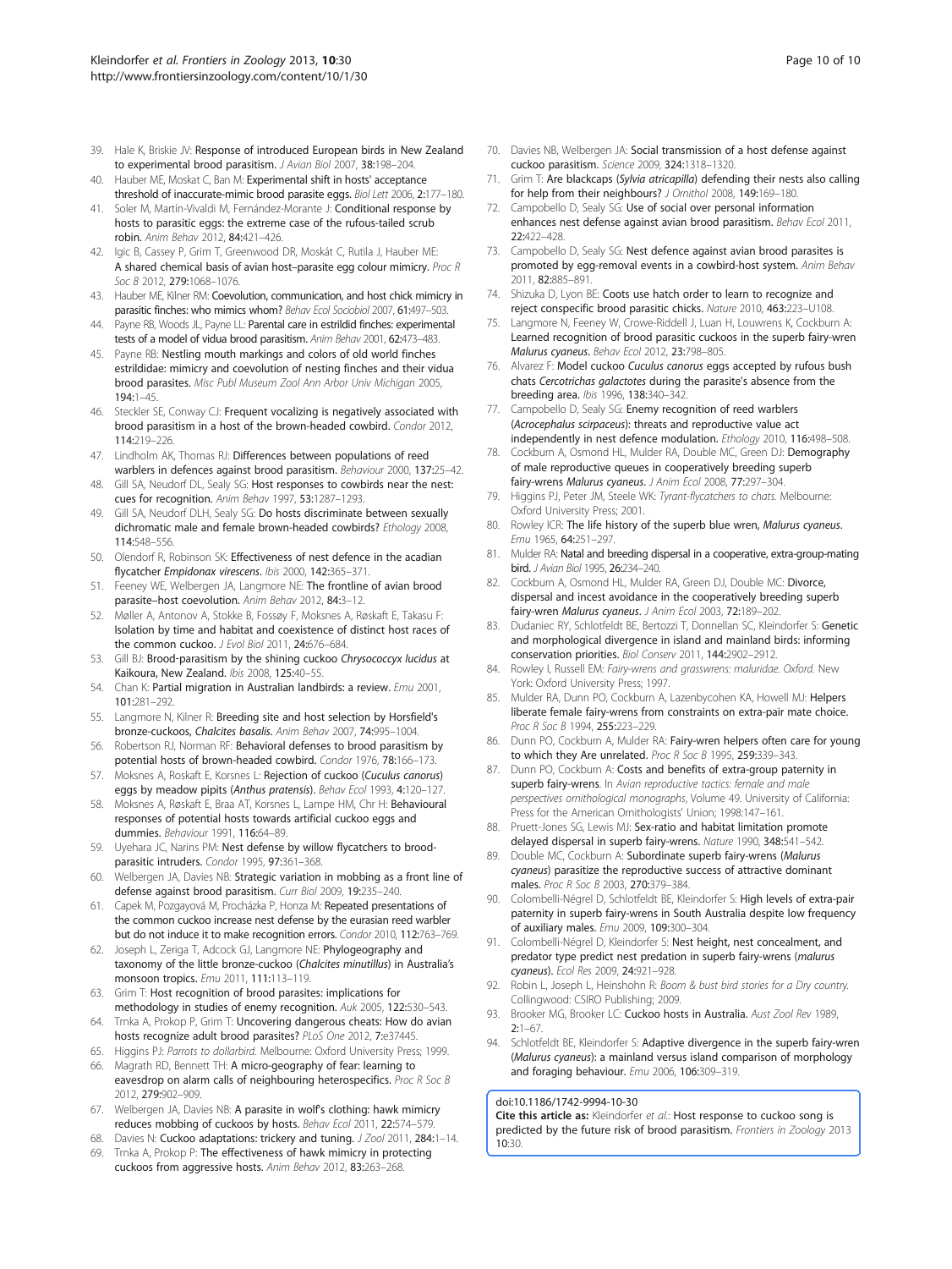39. Hale K, Briskie JV: **Response of introduced European birds in New Zealand to experimental brood parasitism.** *J Avian Biol* 2007, **38:**198–204.
40. Hauber ME, Moskat C, Ban M: **Experimental shift in hosts' acceptance threshold of inaccurate-mimic brood parasite eggs.** *Biol Lett* 2006, **2:**177–180.
41. Soler M, Martín-Vivaldi M, Fernández-Morante J: **Conditional response by hosts to parasitic eggs: the extreme case of the rufous-tailed scrub robin.** *Anim Behav* 2012, **84:**421–426.
42. Igic B, Cassey P, Grim T, Greenwood DR, Moskát C, Rutila J, Hauber ME: **A shared chemical basis of avian host–parasite egg colour mimicry.** *Proc R Soc B* 2012, **279:**1068–1076.
43. Hauber ME, Kilner RM: **Coevolution, communication, and host chick mimicry in parasitic finches: who mimics whom?** *Behav Ecol Sociobiol* 2007, **61:**497–503.
44. Payne RB, Woods JL, Payne LL: **Parental care in estrildid finches: experimental tests of a model of vidua brood parasitism.** *Anim Behav* 2001, **62:**473–483.
45. Payne RB: **Nestling mouth markings and colors of old world finches estrildidae: mimicry and coevolution of nesting finches and their vidua brood parasites.** *Misc Publ Museum Zool Ann Arbor Univ Michigan* 2005, **194:**1–45.
46. Steckler SE, Conway CJ: **Frequent vocalizing is negatively associated with brood parasitism in a host of the brown-headed cowbird.** *Condor* 2012, **114:**219–226.
47. Lindholm AK, Thomas RJ: **Differences between populations of reed warblers in defences against brood parasitism.** *Behaviour* 2000, **137:**25–42.
48. Gill SA, Neudorf DL, Sealy SG: **Host responses to cowbirds near the nest: cues for recognition.** *Anim Behav* 1997, **53:**1287–1293.
49. Gill SA, Neudorf DLH, Sealy SG: **Do hosts discriminate between sexually dichromatic male and female brown-headed cowbirds?** *Ethology* 2008, **114:**548–556.
50. Olendorf R, Robinson SK: **Effectiveness of nest defence in the acadian flycatcher *Empidonax virescens*.** *Ibis* 2000, **142:**365–371.
51. Feeney WE, Welbergen JA, Langmore NE: **The frontline of avian brood parasite–host coevolution.** *Anim Behav* 2012, **84:**3–12.
52. Møller A, Antonov A, Stokke B, Fossøy F, Moksnes A, Røskaft E, Takasu F: **Isolation by time and habitat and coexistence of distinct host races of the common cuckoo.** *J Evol Biol* 2011, **24:**676–684.
53. Gill BJ: **Brood-parasitism by the shining cuckoo *Chrysococcyx lucidus* at Kaikoura, New Zealand.** *Ibis* 2008, **125:**40–55.
54. Chan K: **Partial migration in Australian landbirds: a review.** *Emu* 2001, **101:**281–292.
55. Langmore N, Kilner R: **Breeding site and host selection by Horsfield's bronze-cuckoos, *Chalcites basalis*.** *Anim Behav* 2007, **74:**995–1004.
56. Robertson RJ, Norman RF: **Behavioral defenses to brood parasitism by potential hosts of brown-headed cowbird.** *Condor* 1976, **78:**166–173.
57. Moksnes A, Roskaft E, Korsnes L: **Rejection of cuckoo (*Cuculus canorus*) eggs by meadow pipits (*Anthus pratensis*).** *Behav Ecol* 1993, **4:**120–127.
58. Moksnes A, Røskaft E, Braa AT, Korsnes L, Lampe HM, Chr H: **Behavioural responses of potential hosts towards artificial cuckoo eggs and dummies.** *Behaviour* 1991, **116:**64–89.
59. Uyehara JC, Narins PM: **Nest defense by willow flycatchers to brood-parasitic intruders.** *Condor* 1995, **97:**361–368.
60. Welbergen JA, Davies NB: **Strategic variation in mobbing as a front line of defense against brood parasitism.** *Curr Biol* 2009, **19:**235–240.
61. Capek M, Pozgayová M, Procházka P, Honza M: **Repeated presentations of the common cuckoo increase nest defense by the eurasian reed warbler but do not induce it to make recognition errors.** *Condor* 2010, **112:**763–769.
62. Joseph L, Zeriga T, Adcock GJ, Langmore NE: **Phylogeography and taxonomy of the little bronze-cuckoo (*Chalcites minutillus*) in Australia's monsoon tropics.** *Emu* 2011, **111:**113–119.
63. Grim T: **Host recognition of brood parasites: implications for methodology in studies of enemy recognition.** *Auk* 2005, **122:**530–543.
64. Trnka A, Prokop P, Grim T: **Uncovering dangerous cheats: How do avian hosts recognize adult brood parasites?** *PLoS One* 2012, **7:**e37445.
65. Higgins PJ: *Parrots to dollarbird.* Melbourne: Oxford University Press; 1999.
66. Magrath RD, Bennett TH: **A micro-geography of fear: learning to eavesdrop on alarm calls of neighbouring heterospecifics.** *Proc R Soc B* 2012, **279:**902–909.
67. Welbergen JA, Davies NB: **A parasite in wolf's clothing: hawk mimicry reduces mobbing of cuckoos by hosts.** *Behav Ecol* 2011, **22:**574–579.
68. Davies N: **Cuckoo adaptations: trickery and tuning.** *J Zool* 2011, **284:**1–14.
69. Trnka A, Prokop P: **The effectiveness of hawk mimicry in protecting cuckoos from aggressive hosts.** *Anim Behav* 2012, **83:**263–268.
70. Davies NB, Welbergen JA: **Social transmission of a host defense against cuckoo parasitism.** *Science* 2009, **324:**1318–1320.
71. Grim T: **Are blackcaps (*Sylvia atricapilla*) defending their nests also calling for help from their neighbours?** *J Ornithol* 2008, **149:**169–180.
72. Campobello D, Sealy SG: **Use of social over personal information enhances nest defense against avian brood parasitism.** *Behav Ecol* 2011, **22:**422–428.
73. Campobello D, Sealy SG: **Nest defence against avian brood parasites is promoted by egg-removal events in a cowbird-host system.** *Anim Behav* 2011, **82:**885–891.
74. Shizuka D, Lyon BE: **Coots use hatch order to learn to recognize and reject conspecific brood parasitic chicks.** *Nature* 2010, **463:**223–U108.
75. Langmore N, Feeney W, Crowe-Riddell J, Luan H, Louwrens K, Cockburn A: **Learned recognition of brood parasitic cuckoos in the superb fairy-wren *Malurus cyaneus*.** *Behav Ecol* 2012, **23:**798–805.
76. Alvarez F: **Model cuckoo *Cuculus canorus* eggs accepted by rufous bush chats *Cercotrichas galactotes* during the parasite's absence from the breeding area.** *Ibis* 1996, **138:**340–342.
77. Campobello D, Sealy SG: **Enemy recognition of reed warblers (*Acrocephalus scirpaceus*): threats and reproductive value act independently in nest defence modulation.** *Ethology* 2010, **116:**498–508.
78. Cockburn A, Osmond HL, Mulder RA, Double MC, Green DJ: **Demography of male reproductive queues in cooperatively breeding superb fairy-wrens *Malurus cyaneus*.** *J Anim Ecol* 2008, **77:**297–304.
79. Higgins PJ, Peter JM, Steele WK: *Tyrant-flycatchers to chats.* Melbourne: Oxford University Press; 2001.
80. Rowley ICR: **The life history of the superb blue wren, *Malurus cyaneus*.** *Emu* 1965, **64:**251–297.
81. Mulder RA: **Natal and breeding dispersal in a cooperative, extra-group-mating bird.** *J Avian Biol* 1995, **26:**234–240.
82. Cockburn A, Osmond HL, Mulder RA, Green DJ, Double MC: **Divorce, dispersal and incest avoidance in the cooperatively breeding superb fairy-wren *Malurus cyaneus*.** *J Anim Ecol* 2003, **72:**189–202.
83. Dudaniec RY, Schlotfeldt BE, Bertozzi T, Donnellan SC, Kleindorfer S: **Genetic and morphological divergence in island and mainland birds: informing conservation priorities.** *Biol Conserv* 2011, **144:**2902–2912.
84. Rowley I, Russell EM: *Fairy-wrens and grasswrens: maluridae. Oxford.* New York: Oxford University Press; 1997.
85. Mulder RA, Dunn PO, Cockburn A, Lazenbycohen KA, Howell MJ: **Helpers liberate female fairy-wrens from constraints on extra-pair mate choice.** *Proc R Soc B* 1994, **255:**223–229.
86. Dunn PO, Cockburn A, Mulder RA: **Fairy-wren helpers often care for young to which they Are unrelated.** *Proc R Soc B* 1995, **259:**339–343.
87. Dunn PO, Cockburn A: **Costs and benefits of extra-group paternity in superb fairy-wrens.** In *Avian reproductive tactics: female and male perspectives ornithological monographs*, Volume 49. University of California: Press for the American Ornithologists' Union; 1998:147–161.
88. Pruett-Jones SG, Lewis MJ: **Sex-ratio and habitat limitation promote delayed dispersal in superb fairy-wrens.** *Nature* 1990, **348:**541–542.
89. Double MC, Cockburn A: **Subordinate superb fairy-wrens (*Malurus cyaneus*) parasitize the reproductive success of attractive dominant males.** *Proc R Soc B* 2003, **270:**379–384.
90. Colombelli-Négrel D, Schlotfeldt BE, Kleindorfer S: **High levels of extra-pair paternity in superb fairy-wrens in South Australia despite low frequency of auxiliary males.** *Emu* 2009, **109:**300–304.
91. Colombelli-Négrel D, Kleindorfer S: **Nest height, nest concealment, and predator type predict nest predation in superb fairy-wrens (*malurus cyaneus*).** *Ecol Res* 2009, **24:**921–928.
92. Robin L, Joseph L, Heinshohn R: *Boom & bust bird stories for a Dry country.* Collingwood: CSIRO Publishing; 2009.
93. Brooker MG, Brooker LC: **Cuckoo hosts in Australia.** *Aust Zool Rev* 1989, **2:**1–67.
94. Schlotfeldt BE, Kleindorfer S: **Adaptive divergence in the superb fairy-wren (*Malurus cyaneus*): a mainland versus island comparison of morphology and foraging behaviour.** *Emu* 2006, **106:**309–319.

doi:10.1186/1742-9994-10-30

**Cite this article as:** Kleindorfer *et al.*: Host response to cuckoo song is predicted by the future risk of brood parasitism. *Frontiers in Zoology* 2013 **10**:30.